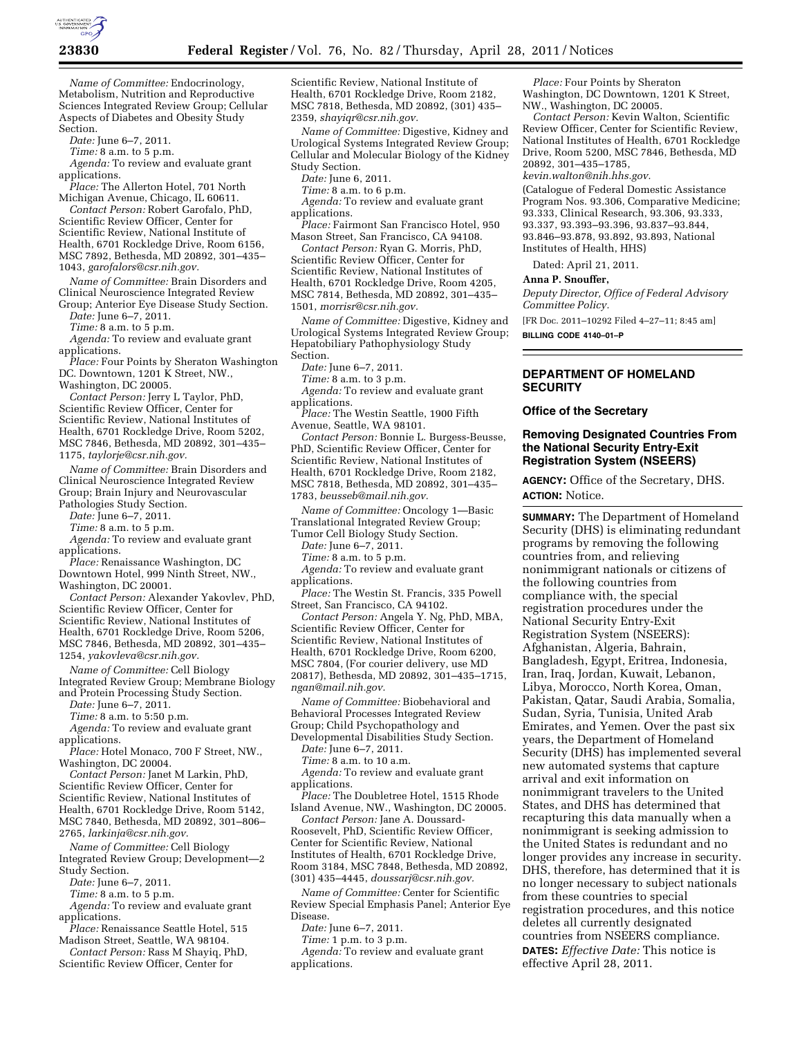*Name of Committee:* Endocrinology, Metabolism, Nutrition and Reproductive Sciences Integrated Review Group; Cellular Aspects of Diabetes and Obesity Study Section.

*Date:* June 6–7, 2011.

*Time:* 8 a.m. to 5 p.m.

*Agenda:* To review and evaluate grant applications.

*Place:* The Allerton Hotel, 701 North Michigan Avenue, Chicago, IL 60611.

*Contact Person:* Robert Garofalo, PhD, Scientific Review Officer, Center for Scientific Review, National Institute of Health, 6701 Rockledge Drive, Room 6156, MSC 7892, Bethesda, MD 20892, 301–435–1043, *garofalors@csr.nih.gov.*

*Name of Committee:* Brain Disorders and Clinical Neuroscience Integrated Review Group; Anterior Eye Disease Study Section.

*Date:* June 6–7, 2011.

*Time:* 8 a.m. to 5 p.m.

*Agenda:* To review and evaluate grant applications.

*Place:* Four Points by Sheraton Washington DC. Downtown, 1201 K Street, NW., Washington, DC 20005.

*Contact Person:* Jerry L Taylor, PhD, Scientific Review Officer, Center for Scientific Review, National Institutes of Health, 6701 Rockledge Drive, Room 5202, MSC 7846, Bethesda, MD 20892, 301–435–1175, *taylorje@csr.nih.gov.*

*Name of Committee:* Brain Disorders and Clinical Neuroscience Integrated Review Group; Brain Injury and Neurovascular Pathologies Study Section.

*Date:* June 6–7, 2011.

*Time:* 8 a.m. to 5 p.m.

*Agenda:* To review and evaluate grant applications.

*Place:* Renaissance Washington, DC Downtown Hotel, 999 Ninth Street, NW., Washington, DC 20001.

*Contact Person:* Alexander Yakovlev, PhD, Scientific Review Officer, Center for Scientific Review, National Institutes of Health, 6701 Rockledge Drive, Room 5206, MSC 7846, Bethesda, MD 20892, 301–435–1254, *yakovleva@csr.nih.gov.*

*Name of Committee:* Cell Biology Integrated Review Group; Membrane Biology and Protein Processing Study Section.

*Date:* June 6–7, 2011.

*Time:* 8 a.m. to 5:50 p.m.

*Agenda:* To review and evaluate grant applications.

*Place:* Hotel Monaco, 700 F Street, NW., Washington, DC 20004.

*Contact Person:* Janet M Larkin, PhD, Scientific Review Officer, Center for Scientific Review, National Institutes of Health, 6701 Rockledge Drive, Room 5142, MSC 7840, Bethesda, MD 20892, 301–806–2765, *larkinja@csr.nih.gov.*

*Name of Committee:* Cell Biology Integrated Review Group; Development—2 Study Section.

*Date:* June 6–7, 2011.

*Time:* 8 a.m. to 5 p.m.

*Agenda:* To review and evaluate grant applications.

*Place:* Renaissance Seattle Hotel, 515 Madison Street, Seattle, WA 98104.

*Contact Person:* Rass M Shayiq, PhD, Scientific Review Officer, Center for Scientific Review, National Institute of Health, 6701 Rockledge Drive, Room 2182, MSC 7818, Bethesda, MD 20892, (301) 435–2359, *shayiqr@csr.nih.gov.*

*Name of Committee:* Digestive, Kidney and Urological Systems Integrated Review Group; Cellular and Molecular Biology of the Kidney Study Section.

*Date:* June 6, 2011.

*Time:* 8 a.m. to 6 p.m.

*Agenda:* To review and evaluate grant applications.

*Place:* Fairmont San Francisco Hotel, 950 Mason Street, San Francisco, CA 94108.

*Contact Person:* Ryan G. Morris, PhD, Scientific Review Officer, Center for Scientific Review, National Institutes of Health, 6701 Rockledge Drive, Room 4205, MSC 7814, Bethesda, MD 20892, 301–435–1501, *morrisr@csr.nih.gov.*

*Name of Committee:* Digestive, Kidney and Urological Systems Integrated Review Group; Hepatobiliary Pathophysiology Study Section.

*Date:* June 6–7, 2011.

*Time:* 8 a.m. to 3 p.m.

*Agenda:* To review and evaluate grant applications.

*Place:* The Westin Seattle, 1900 Fifth Avenue, Seattle, WA 98101.

*Contact Person:* Bonnie L. Burgess-Beusse, PhD, Scientific Review Officer, Center for Scientific Review, National Institutes of Health, 6701 Rockledge Drive, Room 2182, MSC 7818, Bethesda, MD 20892, 301–435–1783, *beusseb@mail.nih.gov.*

*Name of Committee:* Oncology 1—Basic Translational Integrated Review Group; Tumor Cell Biology Study Section.

*Date:* June 6–7, 2011.

*Time:* 8 a.m. to 5 p.m.

*Agenda:* To review and evaluate grant applications.

*Place:* The Westin St. Francis, 335 Powell Street, San Francisco, CA 94102.

*Contact Person:* Angela Y. Ng, PhD, MBA, Scientific Review Officer, Center for Scientific Review, National Institutes of Health, 6701 Rockledge Drive, Room 6200, MSC 7804, (For courier delivery, use MD 20817), Bethesda, MD 20892, 301–435–1715, *ngan@mail.nih.gov.*

*Name of Committee:* Biobehavioral and Behavioral Processes Integrated Review Group; Child Psychopathology and Developmental Disabilities Study Section.

*Date:* June 6–7, 2011.

*Time:* 8 a.m. to 10 a.m.

*Agenda:* To review and evaluate grant applications.

*Place:* The Doubletree Hotel, 1515 Rhode Island Avenue, NW., Washington, DC 20005.

*Contact Person:* Jane A. Doussard-Roosevelt, PhD, Scientific Review Officer, Center for Scientific Review, National Institutes of Health, 6701 Rockledge Drive, Room 3184, MSC 7848, Bethesda, MD 20892, (301) 435–4445, *doussarj@csr.nih.gov.*

*Name of Committee:* Center for Scientific Review Special Emphasis Panel; Anterior Eye Disease.

*Date:* June 6–7, 2011.

*Time:* 1 p.m. to 3 p.m.

*Agenda:* To review and evaluate grant applications.

*Place:* Four Points by Sheraton Washington DC Downtown, 1201 K Street, NW., Washington, DC 20005.

*Contact Person:* Kevin Walton, Scientific Review Officer, Center for Scientific Review, National Institutes of Health, 6701 Rockledge Drive, Room 5200, MSC 7846, Bethesda, MD 20892, 301–435–1785, *kevin.walton@nih.hhs.gov.*

(Catalogue of Federal Domestic Assistance Program Nos. 93.306, Comparative Medicine; 93.333, Clinical Research, 93.306, 93.333, 93.337, 93.393–93.396, 93.837–93.844, 93.846–93.878, 93.892, 93.893, National Institutes of Health, HHS)

Dated: April 21, 2011.

**Anna P. Snouffer,**

*Deputy Director, Office of Federal Advisory Committee Policy.*

[FR Doc. 2011–10292 Filed 4–27–11; 8:45 am]

**BILLING CODE 4140–01–P**

## DEPARTMENT OF HOMELAND SECURITY

### Office of the Secretary

### Removing Designated Countries From the National Security Entry-Exit Registration System (NSEERS)

**AGENCY:** Office of the Secretary, DHS.

**ACTION:** Notice.

**SUMMARY:** The Department of Homeland Security (DHS) is eliminating redundant programs by removing the following countries from, and relieving nonimmigrant nationals or citizens of the following countries from compliance with, the special registration procedures under the National Security Entry-Exit Registration System (NSEERS): Afghanistan, Algeria, Bahrain, Bangladesh, Egypt, Eritrea, Indonesia, Iran, Iraq, Jordan, Kuwait, Lebanon, Libya, Morocco, North Korea, Oman, Pakistan, Qatar, Saudi Arabia, Somalia, Sudan, Syria, Tunisia, United Arab Emirates, and Yemen. Over the past six years, the Department of Homeland Security (DHS) has implemented several new automated systems that capture arrival and exit information on nonimmigrant travelers to the United States, and DHS has determined that recapturing this data manually when a nonimmigrant is seeking admission to the United States is redundant and no longer provides any increase in security. DHS, therefore, has determined that it is no longer necessary to subject nationals from these countries to special registration procedures, and this notice deletes all currently designated countries from NSEERS compliance.

**DATES:** *Effective Date:* This notice is effective April 28, 2011.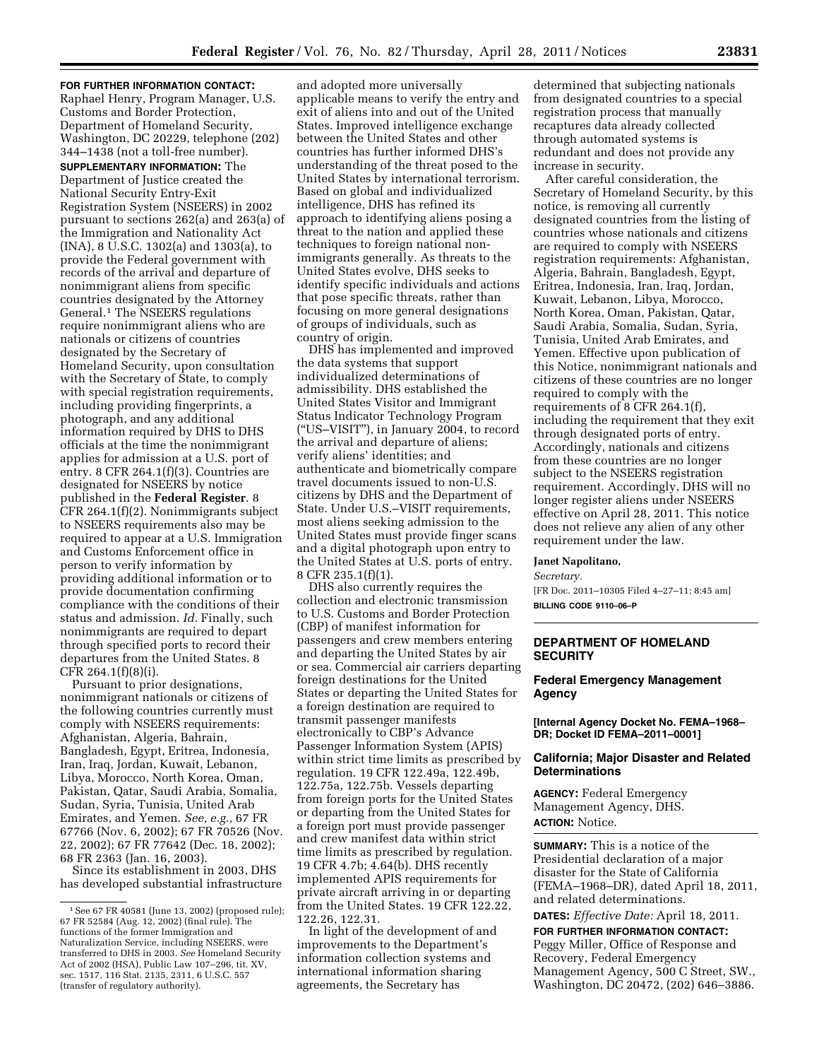**FOR FURTHER INFORMATION CONTACT:** Raphael Henry, Program Manager, U.S. Customs and Border Protection, Department of Homeland Security, Washington, DC 20229, telephone (202) 344–1438 (not a toll-free number).

**SUPPLEMENTARY INFORMATION:** The Department of Justice created the National Security Entry-Exit Registration System (NSEERS) in 2002 pursuant to sections 262(a) and 263(a) of the Immigration and Nationality Act (INA), 8 U.S.C. 1302(a) and 1303(a), to provide the Federal government with records of the arrival and departure of nonimmigrant aliens from specific countries designated by the Attorney General.[1] The NSEERS regulations require nonimmigrant aliens who are nationals or citizens of countries designated by the Secretary of Homeland Security, upon consultation with the Secretary of State, to comply with special registration requirements, including providing fingerprints, a photograph, and any additional information required by DHS to DHS officials at the time the nonimmigrant applies for admission at a U.S. port of entry. 8 CFR 264.1(f)(3). Countries are designated for NSEERS by notice published in the **Federal Register**. 8 CFR 264.1(f)(2). Nonimmigrants subject to NSEERS requirements also may be required to appear at a U.S. Immigration and Customs Enforcement office in person to verify information by providing additional information or to provide documentation confirming compliance with the conditions of their status and admission. *Id.* Finally, such nonimmigrants are required to depart through specified ports to record their departures from the United States. 8 CFR 264.1(f)(8)(i).

Pursuant to prior designations, nonimmigrant nationals or citizens of the following countries currently must comply with NSEERS requirements: Afghanistan, Algeria, Bahrain, Bangladesh, Egypt, Eritrea, Indonesia, Iran, Iraq, Jordan, Kuwait, Lebanon, Libya, Morocco, North Korea, Oman, Pakistan, Qatar, Saudi Arabia, Somalia, Sudan, Syria, Tunisia, United Arab Emirates, and Yemen. *See, e.g.,* 67 FR 67766 (Nov. 6, 2002); 67 FR 70526 (Nov. 22, 2002); 67 FR 77642 (Dec. 18, 2002); 68 FR 2363 (Jan. 16, 2003).

Since its establishment in 2003, DHS has developed substantial infrastructure and adopted more universally applicable means to verify the entry and exit of aliens into and out of the United States. Improved intelligence exchange between the United States and other countries has further informed DHS's understanding of the threat posed to the United States by international terrorism. Based on global and individualized intelligence, DHS has refined its approach to identifying aliens posing a threat to the nation and applied these techniques to foreign national non-immigrants generally. As threats to the United States evolve, DHS seeks to identify specific individuals and actions that pose specific threats, rather than focusing on more general designations of groups of individuals, such as country of origin.

DHS has implemented and improved the data systems that support individualized determinations of admissibility. DHS established the United States Visitor and Immigrant Status Indicator Technology Program ("US–VISIT"), in January 2004, to record the arrival and departure of aliens; verify aliens' identities; and authenticate and biometrically compare travel documents issued to non-U.S. citizens by DHS and the Department of State. Under U.S.–VISIT requirements, most aliens seeking admission to the United States must provide finger scans and a digital photograph upon entry to the United States at U.S. ports of entry. 8 CFR 235.1(f)(1).

DHS also currently requires the collection and electronic transmission to U.S. Customs and Border Protection (CBP) of manifest information for passengers and crew members entering and departing the United States by air or sea. Commercial air carriers departing foreign destinations for the United States or departing the United States for a foreign destination are required to transmit passenger manifests electronically to CBP's Advance Passenger Information System (APIS) within strict time limits as prescribed by regulation. 19 CFR 122.49a, 122.49b, 122.75a, 122.75b. Vessels departing from foreign ports for the United States or departing from the United States for a foreign port must provide passenger and crew manifest data within strict time limits as prescribed by regulation. 19 CFR 4.7b; 4.64(b). DHS recently implemented APIS requirements for private aircraft arriving in or departing from the United States. 19 CFR 122.22, 122.26, 122.31.

In light of the development of and improvements to the Department's information collection systems and international information sharing agreements, the Secretary has determined that subjecting nationals from designated countries to a special registration process that manually recaptures data already collected through automated systems is redundant and does not provide any increase in security.

After careful consideration, the Secretary of Homeland Security, by this notice, is removing all currently designated countries from the listing of countries whose nationals and citizens are required to comply with NSEERS registration requirements: Afghanistan, Algeria, Bahrain, Bangladesh, Egypt, Eritrea, Indonesia, Iran, Iraq, Jordan, Kuwait, Lebanon, Libya, Morocco, North Korea, Oman, Pakistan, Qatar, Saudi Arabia, Somalia, Sudan, Syria, Tunisia, United Arab Emirates, and Yemen. Effective upon publication of this Notice, nonimmigrant nationals and citizens of these countries are no longer required to comply with the requirements of 8 CFR 264.1(f), including the requirement that they exit through designated ports of entry. Accordingly, nationals and citizens from these countries are no longer subject to the NSEERS registration requirement. Accordingly, DHS will no longer register aliens under NSEERS effective on April 28, 2011. This notice does not relieve any alien of any other requirement under the law.

**Janet Napolitano,**

*Secretary.*

[FR Doc. 2011–10305 Filed 4–27–11; 8:45 am]

**BILLING CODE 9110–06–P**

---

[1] See 67 FR 40581 (June 13, 2002) (proposed rule); 67 FR 52584 (Aug. 12, 2002) (final rule). The functions of the former Immigration and Naturalization Service, including NSEERS, were transferred to DHS in 2003. *See* Homeland Security Act of 2002 (HSA), Public Law 107–296, tit. XV, sec. 1517, 116 Stat. 2135, 2311, 6 U.S.C. 557 (transfer of regulatory authority).

---

## DEPARTMENT OF HOMELAND SECURITY

### Federal Emergency Management Agency

**[Internal Agency Docket No. FEMA–1968–DR; Docket ID FEMA–2011–0001]**

### California; Major Disaster and Related Determinations

**AGENCY:** Federal Emergency Management Agency, DHS.

**ACTION:** Notice.

**SUMMARY:** This is a notice of the Presidential declaration of a major disaster for the State of California (FEMA–1968–DR), dated April 18, 2011, and related determinations.

**DATES:** *Effective Date:* April 18, 2011.

**FOR FURTHER INFORMATION CONTACT:** Peggy Miller, Office of Response and Recovery, Federal Emergency Management Agency, 500 C Street, SW., Washington, DC 20472, (202) 646–3886.